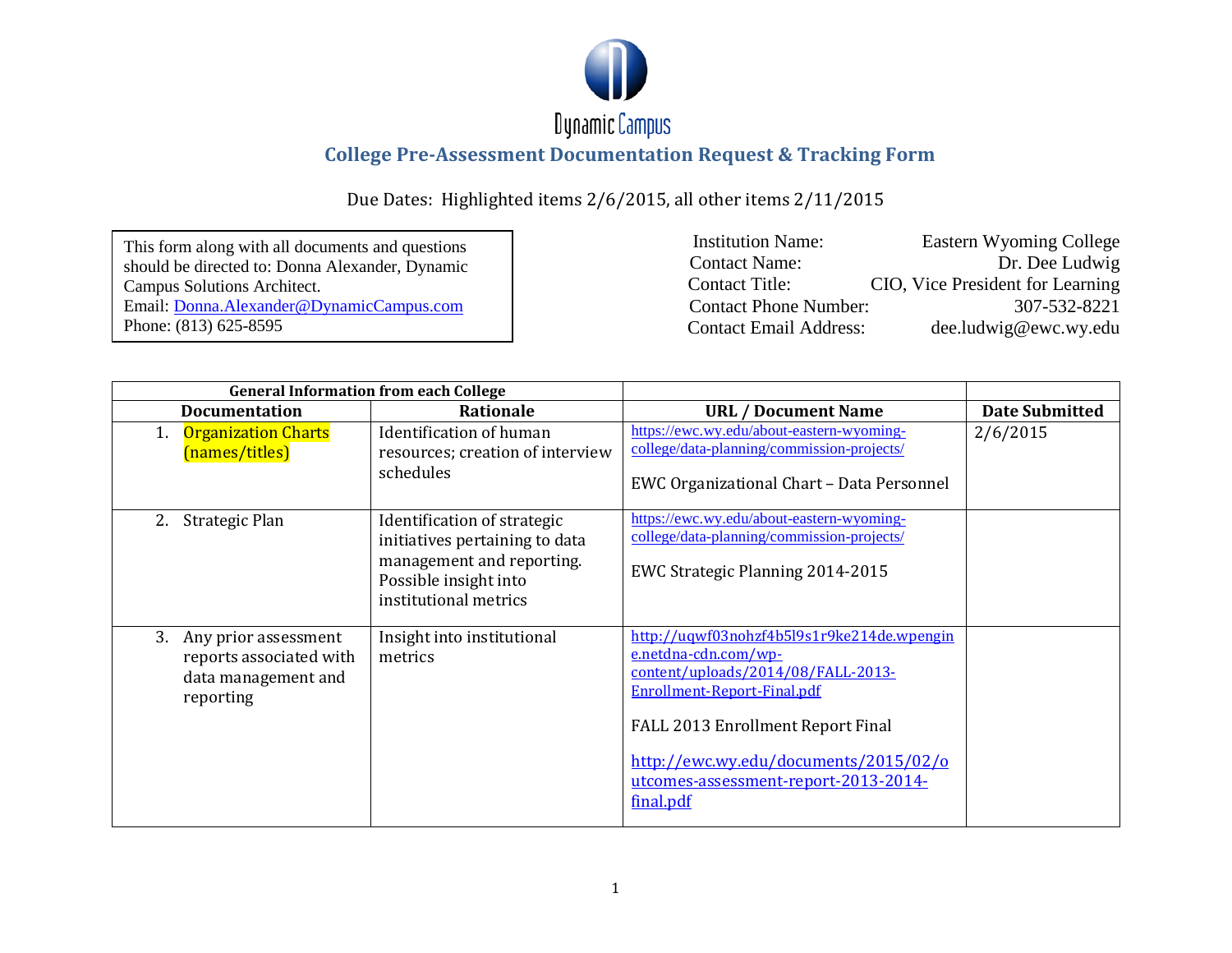Dynamic Campus

## College Pre-Assessment Documentation Request & Tracking Form

Due Dates: Highlighted items 2/6/2015, all other items 2/11/2015

This form along with all documents and questions should be directed to: Donna Alexander, Dynamic Campus Solutions Architect.
Email: Donna.Alexander@DynamicCampus.com
Phone: (813) 625-8595

| | |
|---|---|
| Institution Name: | Eastern Wyoming College |
| Contact Name: | Dr. Dee Ludwig |
| Contact Title: | CIO, Vice President for Learning |
| Contact Phone Number: | 307-532-8221 |
| Contact Email Address: | dee.ludwig@ewc.wy.edu |

| General Information from each College | | | |
|---|---|---|---|
| **Documentation** | **Rationale** | **URL / Document Name** | **Date Submitted** |
| 1. Organization Charts (names/titles) | Identification of human resources; creation of interview schedules | https://ewc.wy.edu/about-eastern-wyoming-college/data-planning/commission-projects/ <br><br> EWC Organizational Chart – Data Personnel | 2/6/2015 |
| 2. Strategic Plan | Identification of strategic initiatives pertaining to data management and reporting. Possible insight into institutional metrics | https://ewc.wy.edu/about-eastern-wyoming-college/data-planning/commission-projects/ <br><br> EWC Strategic Planning 2014-2015 | |
| 3. Any prior assessment reports associated with data management and reporting | Insight into institutional metrics | http://uqwf03nohzf4b5l9s1r9ke214de.wpengine.netdna-cdn.com/wp-content/uploads/2014/08/FALL-2013-Enrollment-Report-Final.pdf <br><br> FALL 2013 Enrollment Report Final <br><br> http://ewc.wy.edu/documents/2015/02/outcomes-assessment-report-2013-2014-final.pdf | |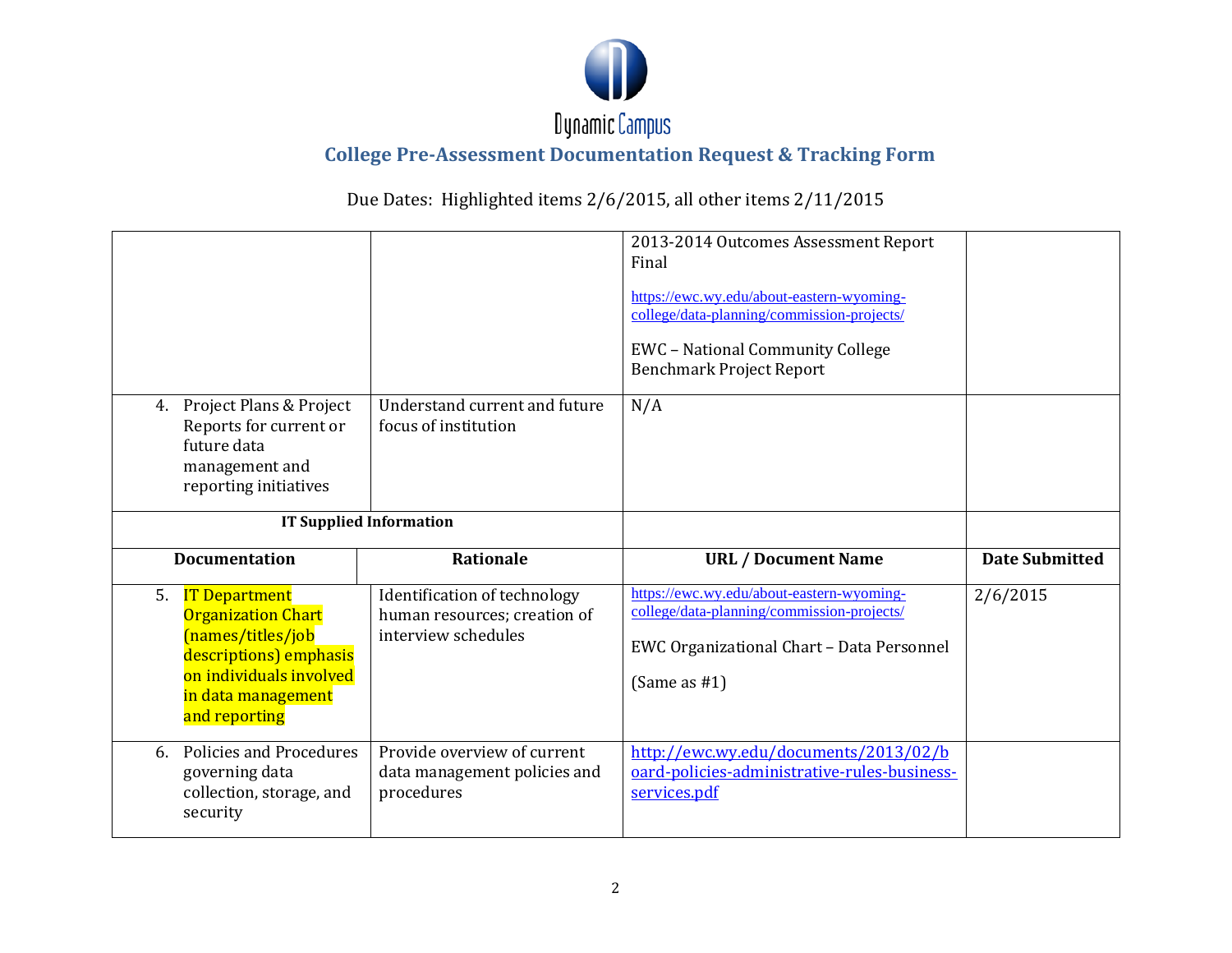Dynamic Campus

## College Pre-Assessment Documentation Request & Tracking Form

Due Dates: Highlighted items 2/6/2015, all other items 2/11/2015

| | | | |
|---|---|---|---|
| | | 2013-2014 Outcomes Assessment Report Final<br><br>https://ewc.wy.edu/about-eastern-wyoming-college/data-planning/commission-projects/<br><br>EWC – National Community College Benchmark Project Report | |
| 4. Project Plans & Project Reports for current or future data management and reporting initiatives | Understand current and future focus of institution | N/A | |
| **IT Supplied Information** | | | |
| **Documentation** | **Rationale** | **URL / Document Name** | **Date Submitted** |
| 5. IT Department Organization Chart (names/titles/job descriptions) emphasis on individuals involved in data management and reporting | Identification of technology human resources; creation of interview schedules | https://ewc.wy.edu/about-eastern-wyoming-college/data-planning/commission-projects/<br><br>EWC Organizational Chart – Data Personnel<br><br>(Same as #1) | 2/6/2015 |
| 6. Policies and Procedures governing data collection, storage, and security | Provide overview of current data management policies and procedures | http://ewc.wy.edu/documents/2013/02/board-policies-administrative-rules-business-services.pdf | |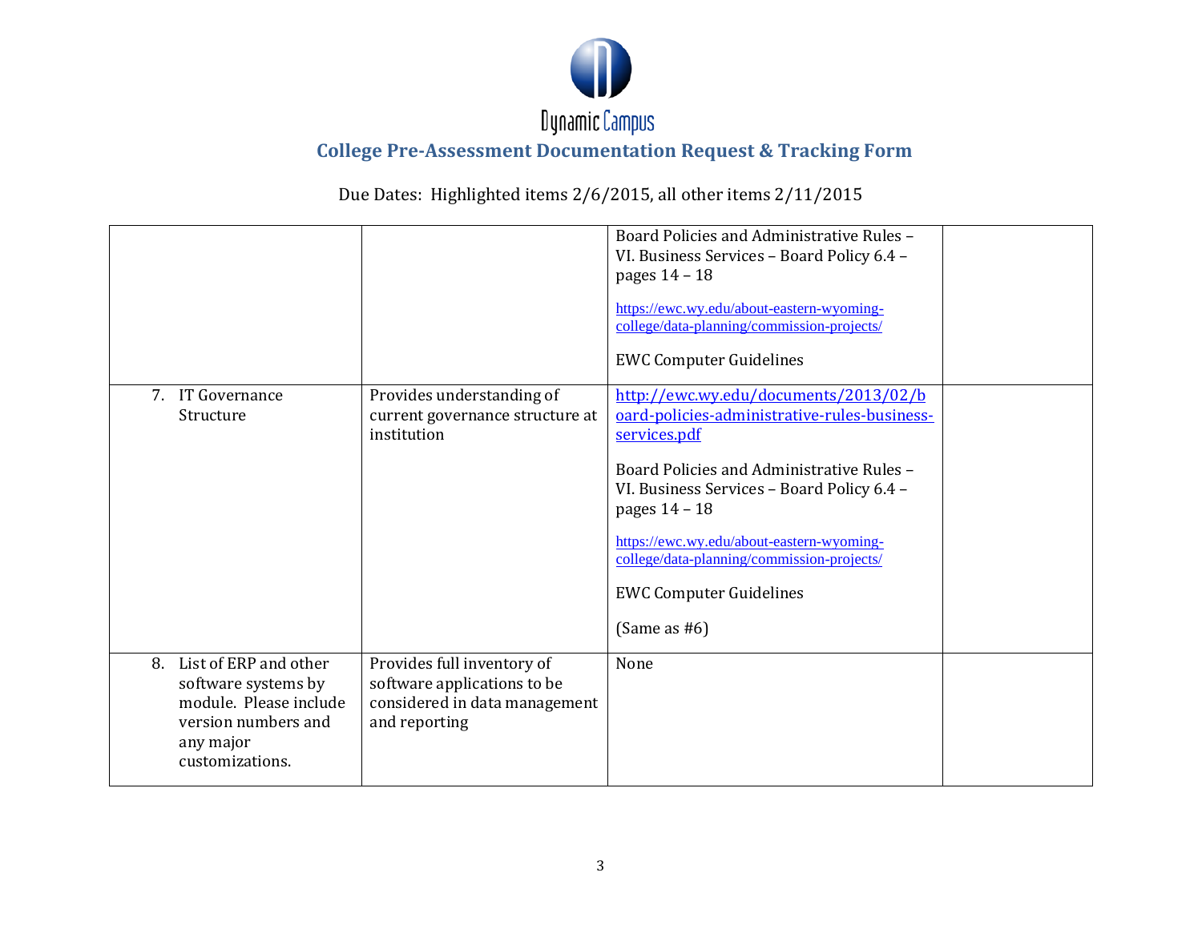# Dynamic Campus

## College Pre-Assessment Documentation Request & Tracking Form

Due Dates: Highlighted items 2/6/2015, all other items 2/11/2015

| | | | |
|---|---|---|---|
| | | Board Policies and Administrative Rules – VI. Business Services – Board Policy 6.4 – pages 14 – 18<br><br>https://ewc.wy.edu/about-eastern-wyoming-college/data-planning/commission-projects/<br><br>EWC Computer Guidelines | |
| 7. IT Governance Structure | Provides understanding of current governance structure at institution | http://ewc.wy.edu/documents/2013/02/board-policies-administrative-rules-business-services.pdf<br><br>Board Policies and Administrative Rules – VI. Business Services – Board Policy 6.4 – pages 14 – 18<br><br>https://ewc.wy.edu/about-eastern-wyoming-college/data-planning/commission-projects/<br><br>EWC Computer Guidelines<br><br>(Same as #6) | |
| 8. List of ERP and other software systems by module. Please include version numbers and any major customizations. | Provides full inventory of software applications to be considered in data management and reporting | None | |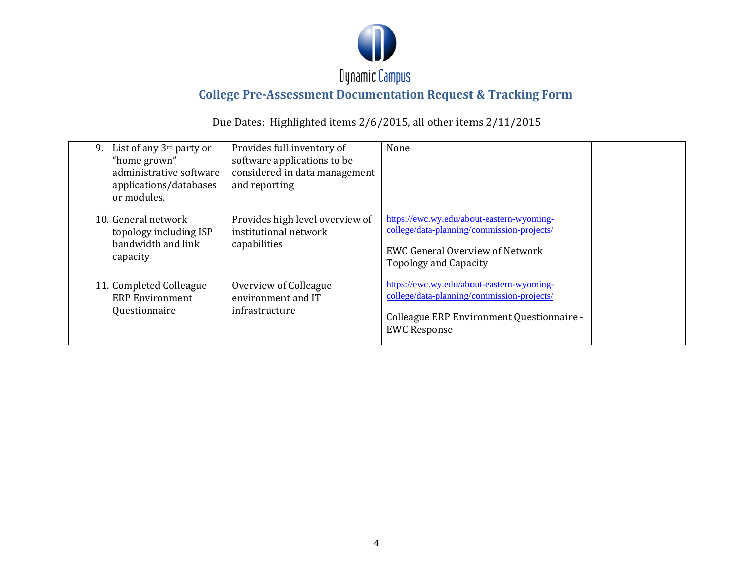Dynamic Campus

## College Pre-Assessment Documentation Request & Tracking Form

Due Dates: Highlighted items 2/6/2015, all other items 2/11/2015

| | | | |
|---|---|---|---|
| 9. List of any 3rd party or "home grown" administrative software applications/databases or modules. | Provides full inventory of software applications to be considered in data management and reporting | None | |
| 10. General network topology including ISP bandwidth and link capacity | Provides high level overview of institutional network capabilities | https://ewc.wy.edu/about-eastern-wyoming-college/data-planning/commission-projects/<br><br>EWC General Overview of Network Topology and Capacity | |
| 11. Completed Colleague ERP Environment Questionnaire | Overview of Colleague environment and IT infrastructure | https://ewc.wy.edu/about-eastern-wyoming-college/data-planning/commission-projects/<br><br>Colleague ERP Environment Questionnaire - EWC Response | |